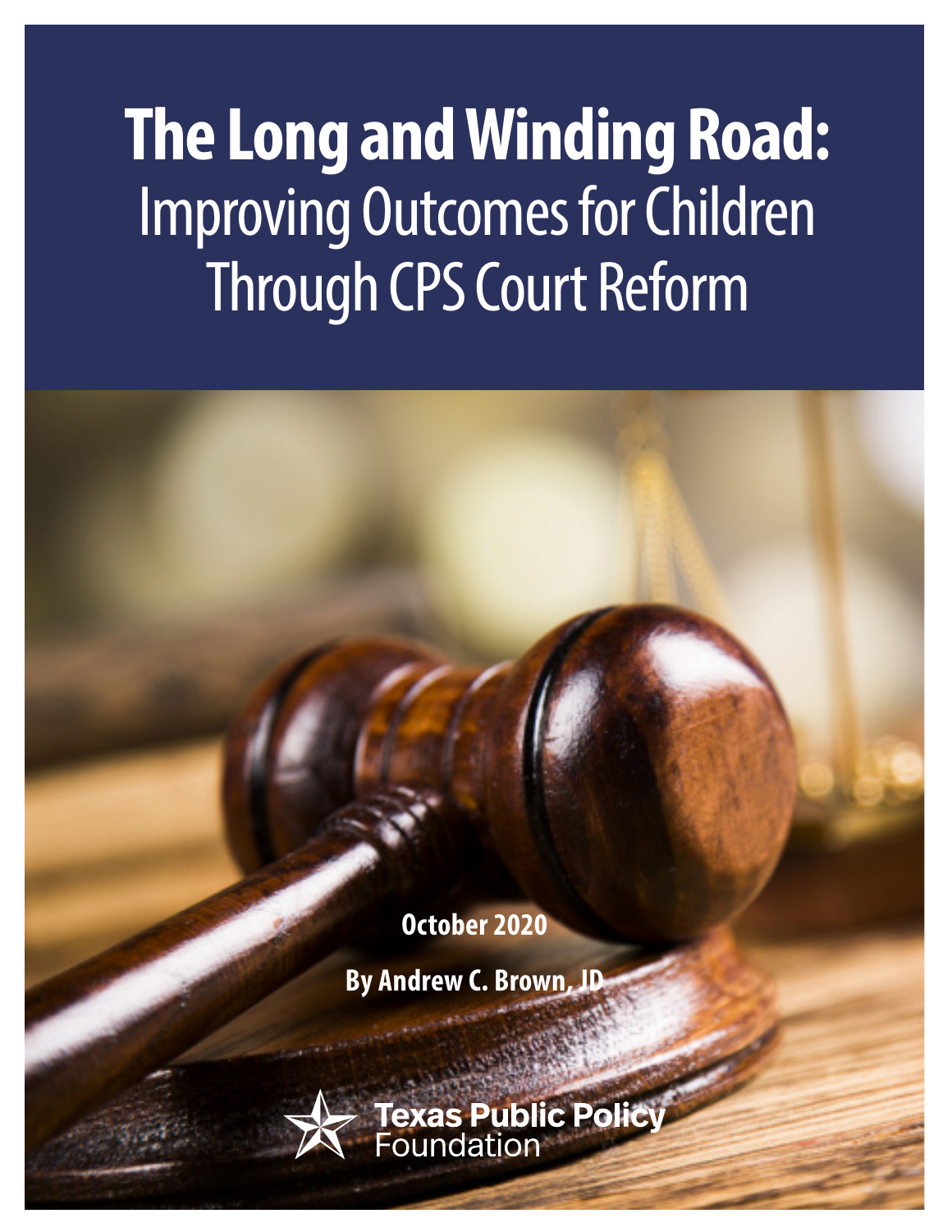# The Long and Winding Road: Improving Outcomes for Children Through CPS Court Reform

**October 2020**

**By Andrew C. Brown, JD**

Texas Public Policy Foundation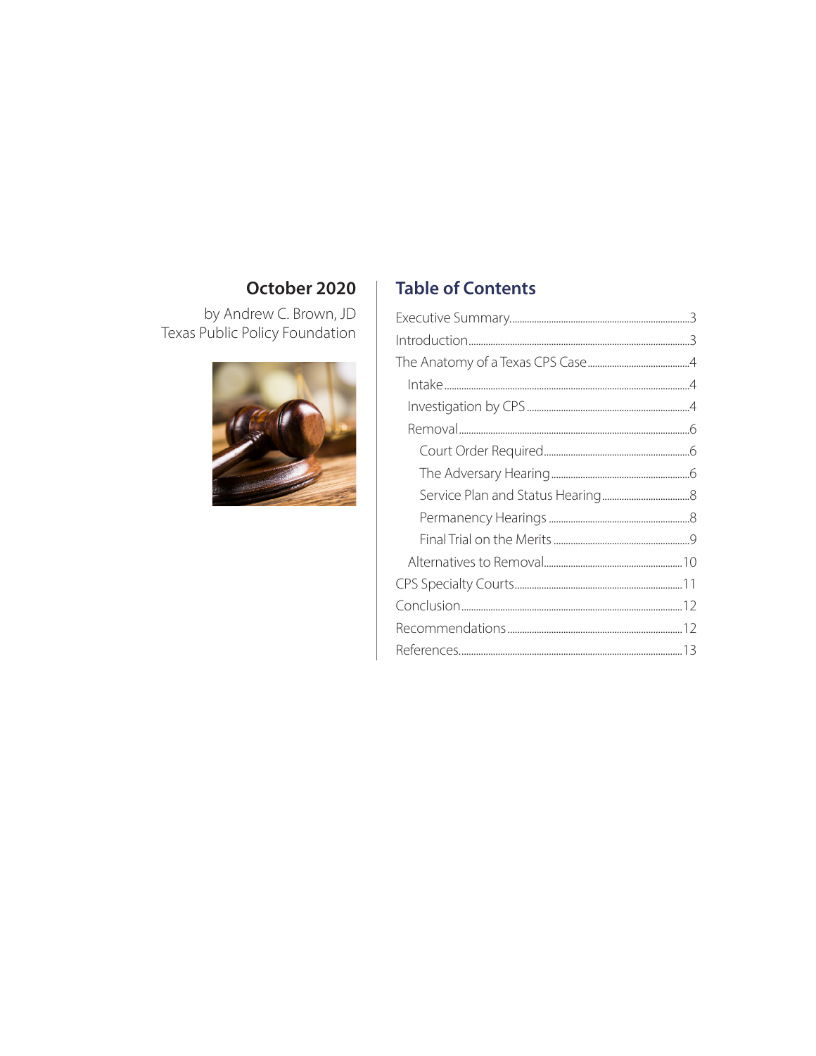**October 2020**

by Andrew C. Brown, JD
Texas Public Policy Foundation

## Table of Contents

- Executive Summary.....3
- Introduction.....3
- The Anatomy of a Texas CPS Case.....4
  - Intake.....4
  - Investigation by CPS.....4
  - Removal.....6
    - Court Order Required.....6
    - The Adversary Hearing.....6
    - Service Plan and Status Hearing.....8
    - Permanency Hearings.....8
    - Final Trial on the Merits.....9
  - Alternatives to Removal.....10
- CPS Specialty Courts.....11
- Conclusion.....12
- Recommendations.....12
- References.....13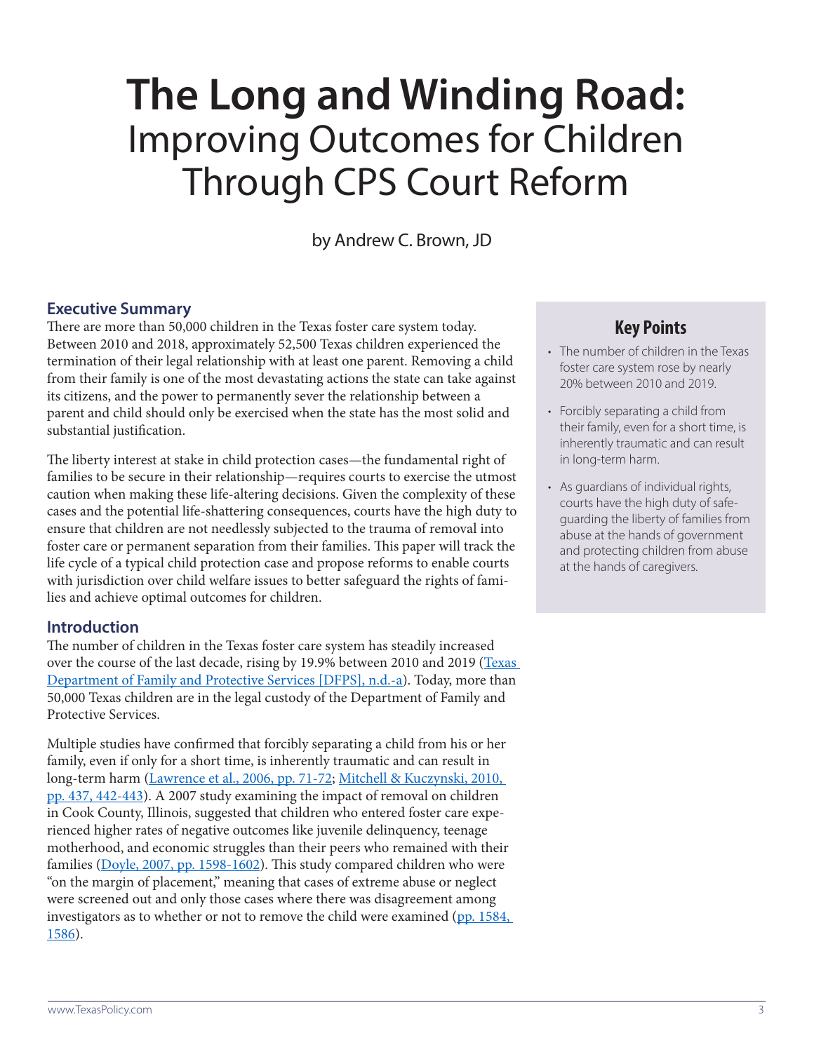# The Long and Winding Road: Improving Outcomes for Children Through CPS Court Reform

by Andrew C. Brown, JD

## Executive Summary

There are more than 50,000 children in the Texas foster care system today. Between 2010 and 2018, approximately 52,500 Texas children experienced the termination of their legal relationship with at least one parent. Removing a child from their family is one of the most devastating actions the state can take against its citizens, and the power to permanently sever the relationship between a parent and child should only be exercised when the state has the most solid and substantial justification.

The liberty interest at stake in child protection cases—the fundamental right of families to be secure in their relationship—requires courts to exercise the utmost caution when making these life-altering decisions. Given the complexity of these cases and the potential life-shattering consequences, courts have the high duty to ensure that children are not needlessly subjected to the trauma of removal into foster care or permanent separation from their families. This paper will track the life cycle of a typical child protection case and propose reforms to enable courts with jurisdiction over child welfare issues to better safeguard the rights of families and achieve optimal outcomes for children.

## Key Points

- The number of children in the Texas foster care system rose by nearly 20% between 2010 and 2019.
- Forcibly separating a child from their family, even for a short time, is inherently traumatic and can result in long-term harm.
- As guardians of individual rights, courts have the high duty of safeguarding the liberty of families from abuse at the hands of government and protecting children from abuse at the hands of caregivers.

## Introduction

The number of children in the Texas foster care system has steadily increased over the course of the last decade, rising by 19.9% between 2010 and 2019 (Texas Department of Family and Protective Services [DFPS], n.d.-a). Today, more than 50,000 Texas children are in the legal custody of the Department of Family and Protective Services.

Multiple studies have confirmed that forcibly separating a child from his or her family, even if only for a short time, is inherently traumatic and can result in long-term harm (Lawrence et al., 2006, pp. 71-72; Mitchell & Kuczynski, 2010, pp. 437, 442-443). A 2007 study examining the impact of removal on children in Cook County, Illinois, suggested that children who entered foster care experienced higher rates of negative outcomes like juvenile delinquency, teenage motherhood, and economic struggles than their peers who remained with their families (Doyle, 2007, pp. 1598-1602). This study compared children who were "on the margin of placement," meaning that cases of extreme abuse or neglect were screened out and only those cases where there was disagreement among investigators as to whether or not to remove the child were examined (pp. 1584, 1586).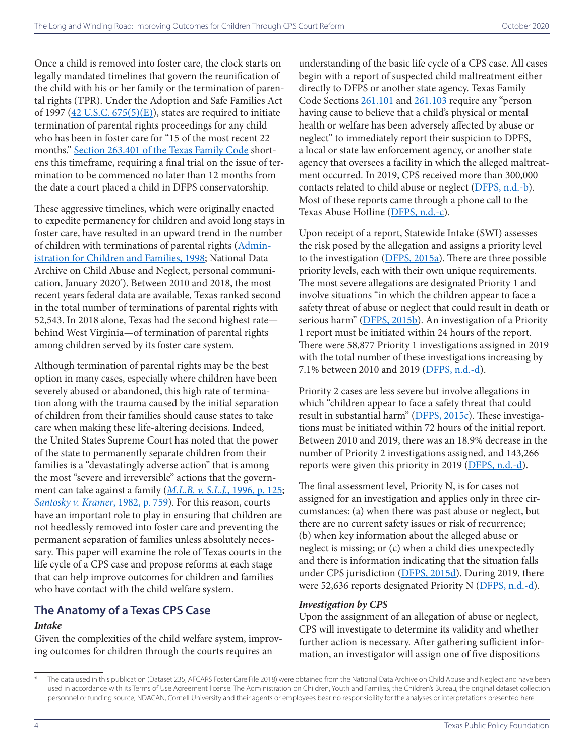Once a child is removed into foster care, the clock starts on legally mandated timelines that govern the reunification of the child with his or her family or the termination of parental rights (TPR). Under the Adoption and Safe Families Act of 1997 (42 U.S.C. 675(5)(E)), states are required to initiate termination of parental rights proceedings for any child who has been in foster care for "15 of the most recent 22 months." Section 263.401 of the Texas Family Code shortens this timeframe, requiring a final trial on the issue of termination to be commenced no later than 12 months from the date a court placed a child in DFPS conservatorship.

These aggressive timelines, which were originally enacted to expedite permanency for children and avoid long stays in foster care, have resulted in an upward trend in the number of children with terminations of parental rights (Administration for Children and Families, 1998; National Data Archive on Child Abuse and Neglect, personal communication, January 2020[*]). Between 2010 and 2018, the most recent years federal data are available, Texas ranked second in the total number of terminations of parental rights with 52,543. In 2018 alone, Texas had the second highest rate—behind West Virginia—of termination of parental rights among children served by its foster care system.

Although termination of parental rights may be the best option in many cases, especially where children have been severely abused or abandoned, this high rate of termination along with the trauma caused by the initial separation of children from their families should cause states to take care when making these life-altering decisions. Indeed, the United States Supreme Court has noted that the power of the state to permanently separate children from their families is a "devastatingly adverse action" that is among the most "severe and irreversible" actions that the government can take against a family (*M.L.B. v. S.L.J.*, 1996, p. 125; *Santosky v. Kramer*, 1982, p. 759). For this reason, courts have an important role to play in ensuring that children are not heedlessly removed into foster care and preventing the permanent separation of families unless absolutely necessary. This paper will examine the role of Texas courts in the life cycle of a CPS case and propose reforms at each stage that can help improve outcomes for children and families who have contact with the child welfare system.

## The Anatomy of a Texas CPS Case

### *Intake*

Given the complexities of the child welfare system, improving outcomes for children through the courts requires an understanding of the basic life cycle of a CPS case. All cases begin with a report of suspected child maltreatment either directly to DFPS or another state agency. Texas Family Code Sections 261.101 and 261.103 require any "person having cause to believe that a child's physical or mental health or welfare has been adversely affected by abuse or neglect" to immediately report their suspicion to DPFS, a local or state law enforcement agency, or another state agency that oversees a facility in which the alleged maltreatment occurred. In 2019, CPS received more than 300,000 contacts related to child abuse or neglect (DFPS, n.d.-b). Most of these reports came through a phone call to the Texas Abuse Hotline (DFPS, n.d.-c).

Upon receipt of a report, Statewide Intake (SWI) assesses the risk posed by the allegation and assigns a priority level to the investigation (DFPS, 2015a). There are three possible priority levels, each with their own unique requirements. The most severe allegations are designated Priority 1 and involve situations "in which the children appear to face a safety threat of abuse or neglect that could result in death or serious harm" (DFPS, 2015b). An investigation of a Priority 1 report must be initiated within 24 hours of the report. There were 58,877 Priority 1 investigations assigned in 2019 with the total number of these investigations increasing by 7.1% between 2010 and 2019 (DFPS, n.d.-d).

Priority 2 cases are less severe but involve allegations in which "children appear to face a safety threat that could result in substantial harm" (DFPS, 2015c). These investigations must be initiated within 72 hours of the initial report. Between 2010 and 2019, there was an 18.9% decrease in the number of Priority 2 investigations assigned, and 143,266 reports were given this priority in 2019 (DFPS, n.d.-d).

The final assessment level, Priority N, is for cases not assigned for an investigation and applies only in three circumstances: (a) when there was past abuse or neglect, but there are no current safety issues or risk of recurrence; (b) when key information about the alleged abuse or neglect is missing; or (c) when a child dies unexpectedly and there is information indicating that the situation falls under CPS jurisdiction (DFPS, 2015d). During 2019, there were 52,636 reports designated Priority N (DFPS, n.d.-d).

### *Investigation by CPS*

Upon the assignment of an allegation of abuse or neglect, CPS will investigate to determine its validity and whether further action is necessary. After gathering sufficient information, an investigator will assign one of five dispositions

[*] The data used in this publication (Dataset 235, AFCARS Foster Care File 2018) were obtained from the National Data Archive on Child Abuse and Neglect and have been used in accordance with its Terms of Use Agreement license. The Administration on Children, Youth and Families, the Children's Bureau, the original dataset collection personnel or funding source, NDACAN, Cornell University and their agents or employees bear no responsibility for the analyses or interpretations presented here.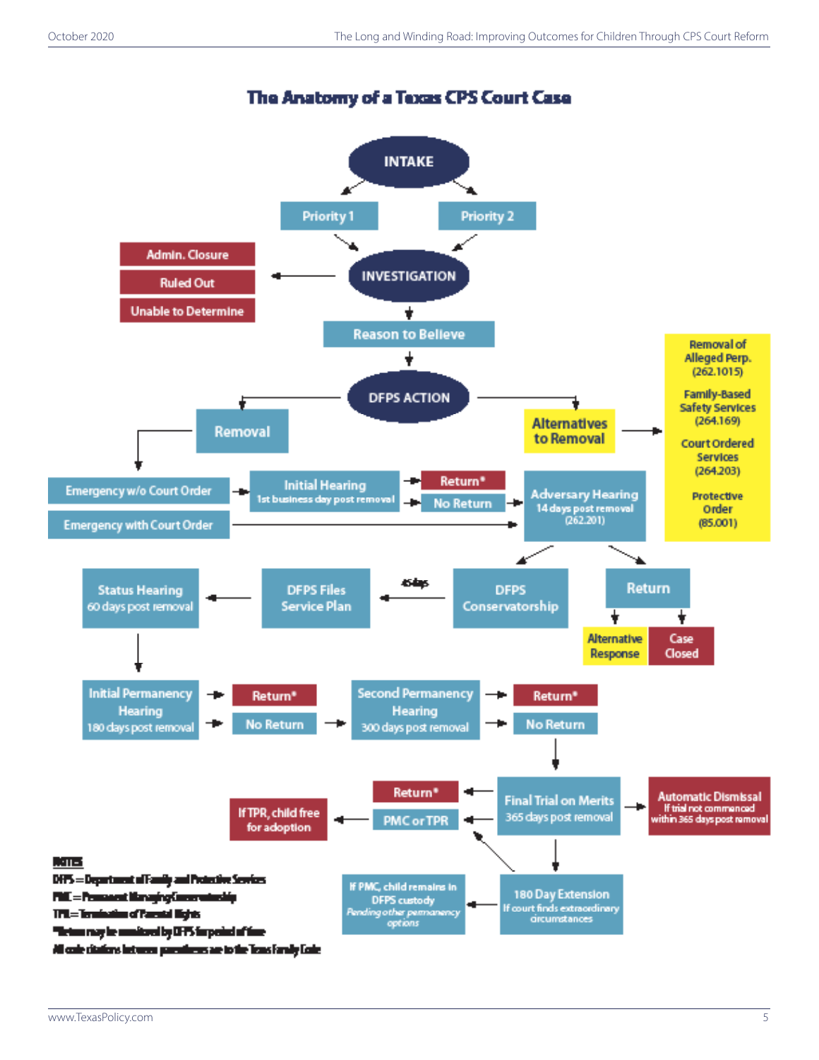## The Anatomy of a Texas CPS Court Case

INTAKE

- Priority 1
- Priority 2

INVESTIGATION

- Admin. Closure
- Ruled Out
- Unable to Determine

Reason to Believe

DFPS ACTION

Removal

- Emergency w/o Court Order
- Emergency with Court Order

Initial Hearing
1st business day post removal

- Return*
- No Return

Alternatives to Removal

- Removal of Alleged Perp. (262.1015)
- Family-Based Safety Services (264.169)
- Court Ordered Services (264.203)
- Protective Order (85.001)

Adversary Hearing
14 days post removal
(262.201)

Return

- Alternative Response
- Case Closed

DFPS Conservatorship

45 days

DFPS Files Service Plan

Status Hearing
60 days post removal

Initial Permanency Hearing
180 days post removal

- Return*
- No Return

Second Permanency Hearing
300 days post removal

- Return*
- No Return

Final Trial on Merits
365 days post removal

Automatic Dismissal
If trial not commenced within 365 days post removal

- Return*
- PMC or TPR

If TPR, child free for adoption

180 Day Extension
If court finds extraordinary circumstances

If PMC, child remains in DFPS custody
*Pending other permanency options*

**NOTES**

DFPS = Department of Family and Protective Services

PMC = Permanent Managing Conservatorship

TPR = Termination of Parental Rights

*Return may be monitored by DFPS for period of time

All code citations between parentheses are to the Texas Family Code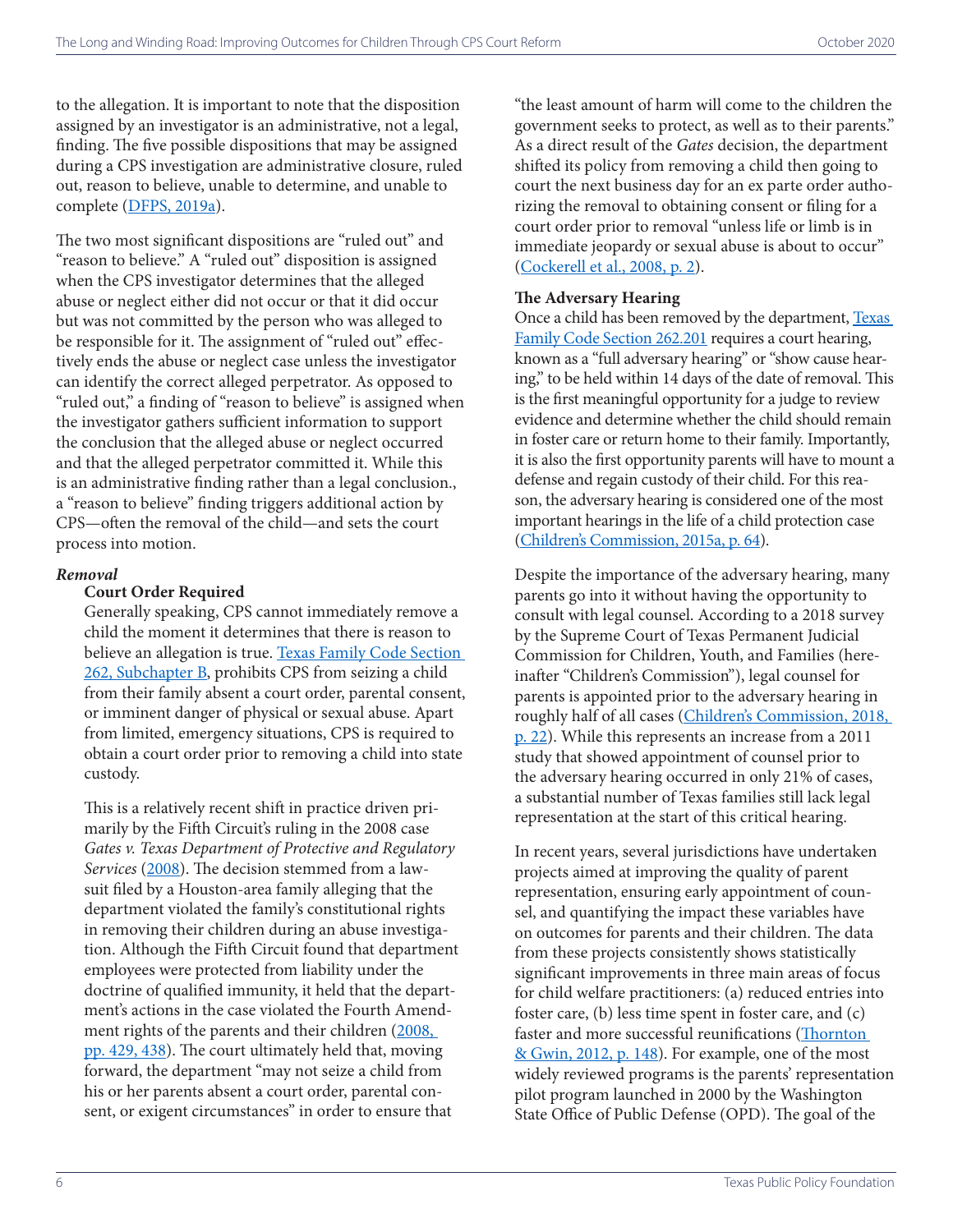to the allegation. It is important to note that the disposition assigned by an investigator is an administrative, not a legal, finding. The five possible dispositions that may be assigned during a CPS investigation are administrative closure, ruled out, reason to believe, unable to determine, and unable to complete (DFPS, 2019a).

The two most significant dispositions are "ruled out" and "reason to believe." A "ruled out" disposition is assigned when the CPS investigator determines that the alleged abuse or neglect either did not occur or that it did occur but was not committed by the person who was alleged to be responsible for it. The assignment of "ruled out" effectively ends the abuse or neglect case unless the investigator can identify the correct alleged perpetrator. As opposed to "ruled out," a finding of "reason to believe" is assigned when the investigator gathers sufficient information to support the conclusion that the alleged abuse or neglect occurred and that the alleged perpetrator committed it. While this is an administrative finding rather than a legal conclusion., a "reason to believe" finding triggers additional action by CPS—often the removal of the child—and sets the court process into motion.

### *Removal*

#### Court Order Required

Generally speaking, CPS cannot immediately remove a child the moment it determines that there is reason to believe an allegation is true. Texas Family Code Section 262, Subchapter B, prohibits CPS from seizing a child from their family absent a court order, parental consent, or imminent danger of physical or sexual abuse. Apart from limited, emergency situations, CPS is required to obtain a court order prior to removing a child into state custody.

This is a relatively recent shift in practice driven primarily by the Fifth Circuit's ruling in the 2008 case *Gates v. Texas Department of Protective and Regulatory Services* (2008). The decision stemmed from a lawsuit filed by a Houston-area family alleging that the department violated the family's constitutional rights in removing their children during an abuse investigation. Although the Fifth Circuit found that department employees were protected from liability under the doctrine of qualified immunity, it held that the department's actions in the case violated the Fourth Amendment rights of the parents and their children (2008, pp. 429, 438). The court ultimately held that, moving forward, the department "may not seize a child from his or her parents absent a court order, parental consent, or exigent circumstances" in order to ensure that "the least amount of harm will come to the children the government seeks to protect, as well as to their parents." As a direct result of the *Gates* decision, the department shifted its policy from removing a child then going to court the next business day for an ex parte order authorizing the removal to obtaining consent or filing for a court order prior to removal "unless life or limb is in immediate jeopardy or sexual abuse is about to occur" (Cockerell et al., 2008, p. 2).

#### The Adversary Hearing

Once a child has been removed by the department, Texas Family Code Section 262.201 requires a court hearing, known as a "full adversary hearing" or "show cause hearing," to be held within 14 days of the date of removal. This is the first meaningful opportunity for a judge to review evidence and determine whether the child should remain in foster care or return home to their family. Importantly, it is also the first opportunity parents will have to mount a defense and regain custody of their child. For this reason, the adversary hearing is considered one of the most important hearings in the life of a child protection case (Children's Commission, 2015a, p. 64).

Despite the importance of the adversary hearing, many parents go into it without having the opportunity to consult with legal counsel. According to a 2018 survey by the Supreme Court of Texas Permanent Judicial Commission for Children, Youth, and Families (hereinafter "Children's Commission"), legal counsel for parents is appointed prior to the adversary hearing in roughly half of all cases (Children's Commission, 2018, p. 22). While this represents an increase from a 2011 study that showed appointment of counsel prior to the adversary hearing occurred in only 21% of cases, a substantial number of Texas families still lack legal representation at the start of this critical hearing.

In recent years, several jurisdictions have undertaken projects aimed at improving the quality of parent representation, ensuring early appointment of counsel, and quantifying the impact these variables have on outcomes for parents and their children. The data from these projects consistently shows statistically significant improvements in three main areas of focus for child welfare practitioners: (a) reduced entries into foster care, (b) less time spent in foster care, and (c) faster and more successful reunifications (Thornton & Gwin, 2012, p. 148). For example, one of the most widely reviewed programs is the parents' representation pilot program launched in 2000 by the Washington State Office of Public Defense (OPD). The goal of the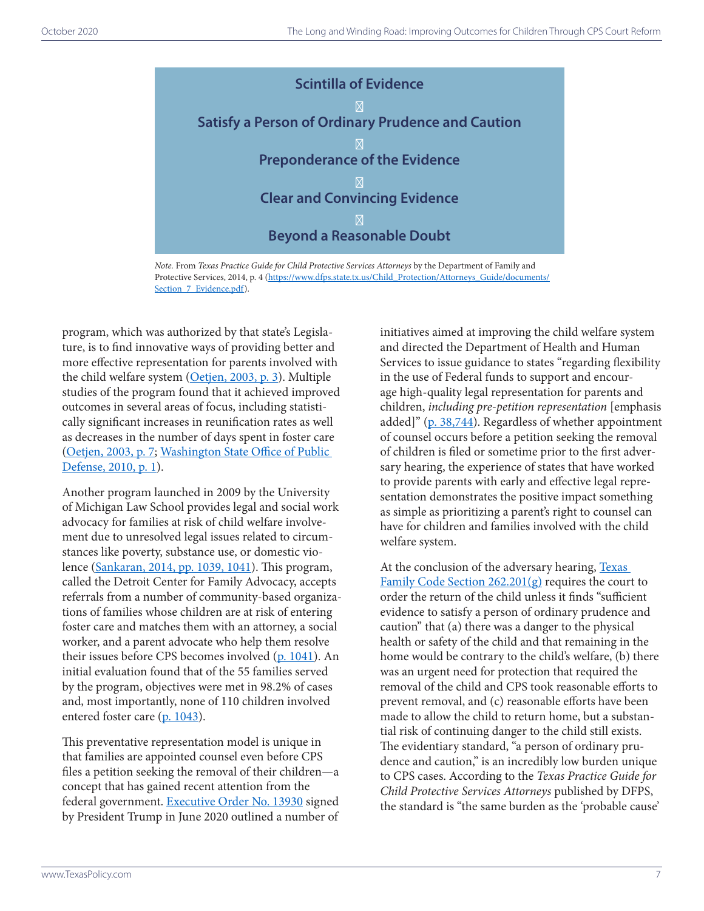**Scintilla of Evidence**

⊠

**Satisfy a Person of Ordinary Prudence and Caution**

⊠

**Preponderance of the Evidence**

⊠

**Clear and Convincing Evidence**

⊠

**Beyond a Reasonable Doubt**

*Note.* From *Texas Practice Guide for Child Protective Services Attorneys* by the Department of Family and Protective Services, 2014, p. 4 (https://www.dfps.state.tx.us/Child_Protection/Attorneys_Guide/documents/Section_7_Evidence.pdf).

program, which was authorized by that state's Legislature, is to find innovative ways of providing better and more effective representation for parents involved with the child welfare system (Oetjen, 2003, p. 3). Multiple studies of the program found that it achieved improved outcomes in several areas of focus, including statistically significant increases in reunification rates as well as decreases in the number of days spent in foster care (Oetjen, 2003, p. 7; Washington State Office of Public Defense, 2010, p. 1).

Another program launched in 2009 by the University of Michigan Law School provides legal and social work advocacy for families at risk of child welfare involvement due to unresolved legal issues related to circumstances like poverty, substance use, or domestic violence (Sankaran, 2014, pp. 1039, 1041). This program, called the Detroit Center for Family Advocacy, accepts referrals from a number of community-based organizations of families whose children are at risk of entering foster care and matches them with an attorney, a social worker, and a parent advocate who help them resolve their issues before CPS becomes involved (p. 1041). An initial evaluation found that of the 55 families served by the program, objectives were met in 98.2% of cases and, most importantly, none of 110 children involved entered foster care (p. 1043).

This preventative representation model is unique in that families are appointed counsel even before CPS files a petition seeking the removal of their children—a concept that has gained recent attention from the federal government. Executive Order No. 13930 signed by President Trump in June 2020 outlined a number of initiatives aimed at improving the child welfare system and directed the Department of Health and Human Services to issue guidance to states "regarding flexibility in the use of Federal funds to support and encourage high-quality legal representation for parents and children, *including pre-petition representation* [emphasis added]" (p. 38,744). Regardless of whether appointment of counsel occurs before a petition seeking the removal of children is filed or sometime prior to the first adversary hearing, the experience of states that have worked to provide parents with early and effective legal representation demonstrates the positive impact something as simple as prioritizing a parent's right to counsel can have for children and families involved with the child welfare system.

At the conclusion of the adversary hearing, Texas Family Code Section 262.201(g) requires the court to order the return of the child unless it finds "sufficient evidence to satisfy a person of ordinary prudence and caution" that (a) there was a danger to the physical health or safety of the child and that remaining in the home would be contrary to the child's welfare, (b) there was an urgent need for protection that required the removal of the child and CPS took reasonable efforts to prevent removal, and (c) reasonable efforts have been made to allow the child to return home, but a substantial risk of continuing danger to the child still exists. The evidentiary standard, "a person of ordinary prudence and caution," is an incredibly low burden unique to CPS cases. According to the *Texas Practice Guide for Child Protective Services Attorneys* published by DFPS, the standard is "the same burden as the 'probable cause'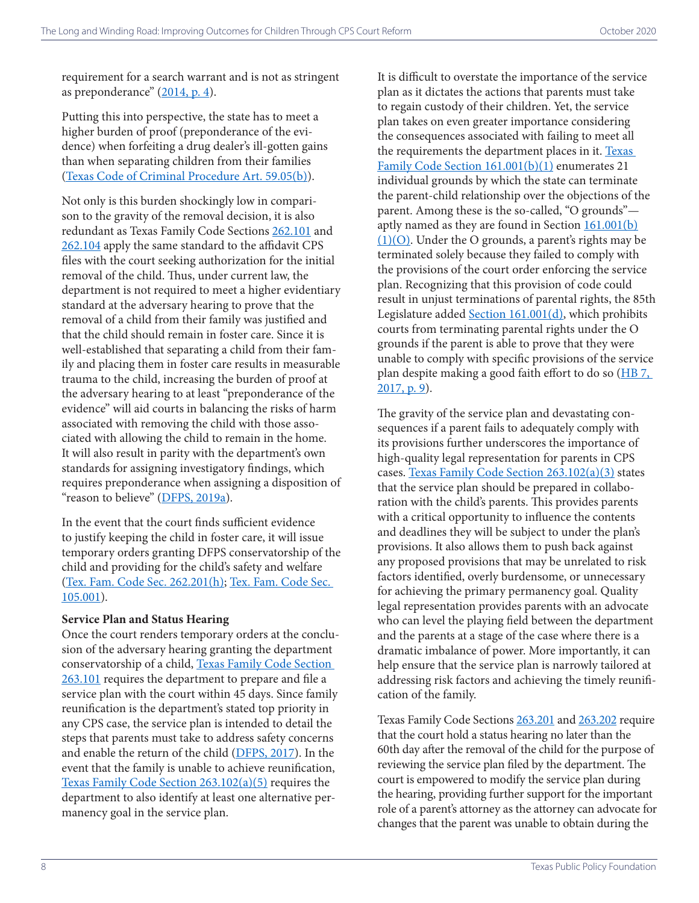requirement for a search warrant and is not as stringent as preponderance" (2014, p. 4).

Putting this into perspective, the state has to meet a higher burden of proof (preponderance of the evidence) when forfeiting a drug dealer's ill-gotten gains than when separating children from their families (Texas Code of Criminal Procedure Art. 59.05(b)).

Not only is this burden shockingly low in comparison to the gravity of the removal decision, it is also redundant as Texas Family Code Sections 262.101 and 262.104 apply the same standard to the affidavit CPS files with the court seeking authorization for the initial removal of the child. Thus, under current law, the department is not required to meet a higher evidentiary standard at the adversary hearing to prove that the removal of a child from their family was justified and that the child should remain in foster care. Since it is well-established that separating a child from their family and placing them in foster care results in measurable trauma to the child, increasing the burden of proof at the adversary hearing to at least "preponderance of the evidence" will aid courts in balancing the risks of harm associated with removing the child with those associated with allowing the child to remain in the home. It will also result in parity with the department's own standards for assigning investigatory findings, which requires preponderance when assigning a disposition of "reason to believe" (DFPS, 2019a).

In the event that the court finds sufficient evidence to justify keeping the child in foster care, it will issue temporary orders granting DFPS conservatorship of the child and providing for the child's safety and welfare (Tex. Fam. Code Sec. 262.201(h); Tex. Fam. Code Sec. 105.001).

**Service Plan and Status Hearing**

Once the court renders temporary orders at the conclusion of the adversary hearing granting the department conservatorship of a child, Texas Family Code Section 263.101 requires the department to prepare and file a service plan with the court within 45 days. Since family reunification is the department's stated top priority in any CPS case, the service plan is intended to detail the steps that parents must take to address safety concerns and enable the return of the child (DFPS, 2017). In the event that the family is unable to achieve reunification, Texas Family Code Section 263.102(a)(5) requires the department to also identify at least one alternative permanency goal in the service plan.

It is difficult to overstate the importance of the service plan as it dictates the actions that parents must take to regain custody of their children. Yet, the service plan takes on even greater importance considering the consequences associated with failing to meet all the requirements the department places in it. Texas Family Code Section 161.001(b)(1) enumerates 21 individual grounds by which the state can terminate the parent-child relationship over the objections of the parent. Among these is the so-called, "O grounds"—aptly named as they are found in Section 161.001(b)(1)(O). Under the O grounds, a parent's rights may be terminated solely because they failed to comply with the provisions of the court order enforcing the service plan. Recognizing that this provision of code could result in unjust terminations of parental rights, the 85th Legislature added Section 161.001(d), which prohibits courts from terminating parental rights under the O grounds if the parent is able to prove that they were unable to comply with specific provisions of the service plan despite making a good faith effort to do so (HB 7, 2017, p. 9).

The gravity of the service plan and devastating consequences if a parent fails to adequately comply with its provisions further underscores the importance of high-quality legal representation for parents in CPS cases. Texas Family Code Section 263.102(a)(3) states that the service plan should be prepared in collaboration with the child's parents. This provides parents with a critical opportunity to influence the contents and deadlines they will be subject to under the plan's provisions. It also allows them to push back against any proposed provisions that may be unrelated to risk factors identified, overly burdensome, or unnecessary for achieving the primary permanency goal. Quality legal representation provides parents with an advocate who can level the playing field between the department and the parents at a stage of the case where there is a dramatic imbalance of power. More importantly, it can help ensure that the service plan is narrowly tailored at addressing risk factors and achieving the timely reunification of the family.

Texas Family Code Sections 263.201 and 263.202 require that the court hold a status hearing no later than the 60th day after the removal of the child for the purpose of reviewing the service plan filed by the department. The court is empowered to modify the service plan during the hearing, providing further support for the important role of a parent's attorney as the attorney can advocate for changes that the parent was unable to obtain during the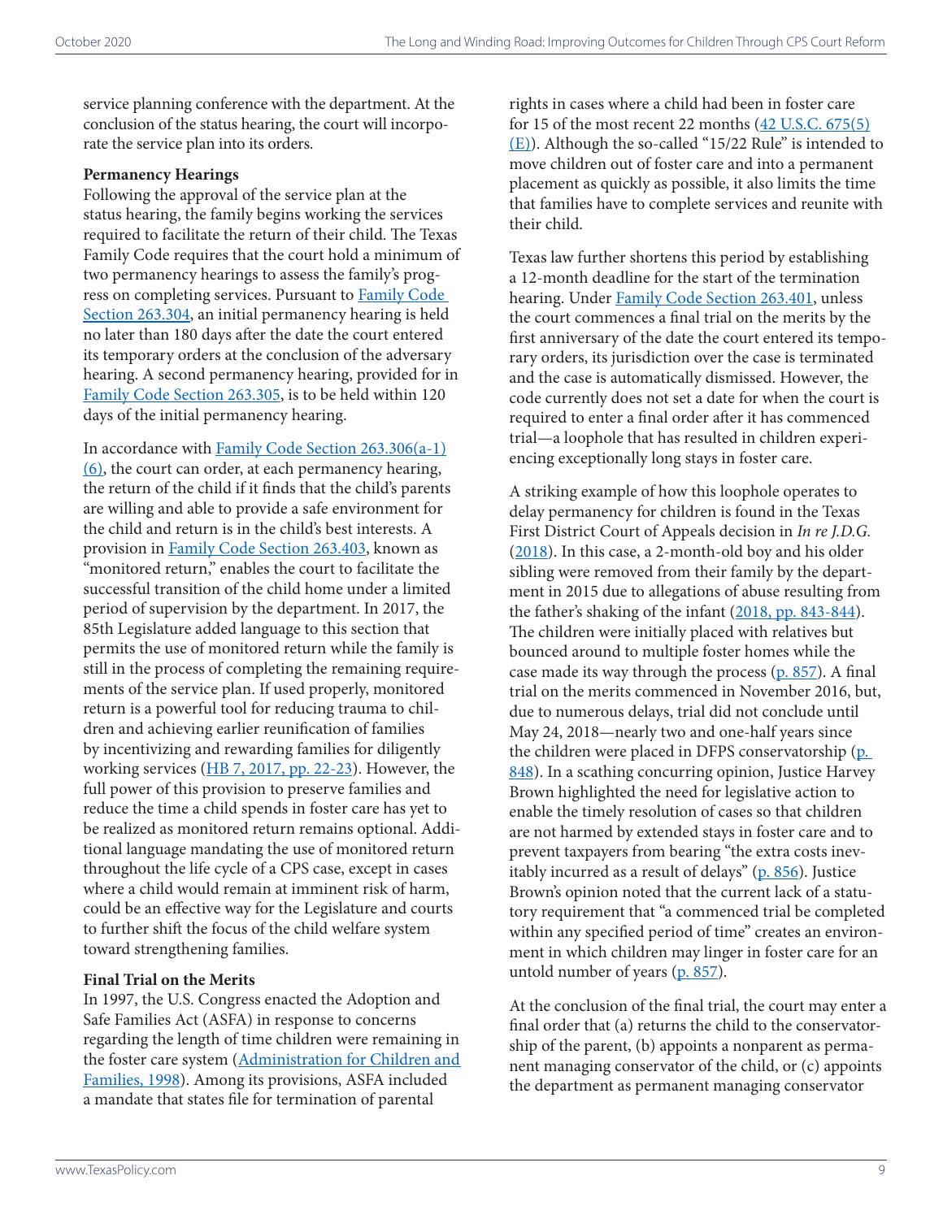service planning conference with the department. At the conclusion of the status hearing, the court will incorporate the service plan into its orders.

**Permanency Hearings**

Following the approval of the service plan at the status hearing, the family begins working the services required to facilitate the return of their child. The Texas Family Code requires that the court hold a minimum of two permanency hearings to assess the family's progress on completing services. Pursuant to Family Code Section 263.304, an initial permanency hearing is held no later than 180 days after the date the court entered its temporary orders at the conclusion of the adversary hearing. A second permanency hearing, provided for in Family Code Section 263.305, is to be held within 120 days of the initial permanency hearing.

In accordance with Family Code Section 263.306(a-1)(6), the court can order, at each permanency hearing, the return of the child if it finds that the child's parents are willing and able to provide a safe environment for the child and return is in the child's best interests. A provision in Family Code Section 263.403, known as "monitored return," enables the court to facilitate the successful transition of the child home under a limited period of supervision by the department. In 2017, the 85th Legislature added language to this section that permits the use of monitored return while the family is still in the process of completing the remaining requirements of the service plan. If used properly, monitored return is a powerful tool for reducing trauma to children and achieving earlier reunification of families by incentivizing and rewarding families for diligently working services (HB 7, 2017, pp. 22-23). However, the full power of this provision to preserve families and reduce the time a child spends in foster care has yet to be realized as monitored return remains optional. Additional language mandating the use of monitored return throughout the life cycle of a CPS case, except in cases where a child would remain at imminent risk of harm, could be an effective way for the Legislature and courts to further shift the focus of the child welfare system toward strengthening families.

**Final Trial on the Merits**

In 1997, the U.S. Congress enacted the Adoption and Safe Families Act (ASFA) in response to concerns regarding the length of time children were remaining in the foster care system (Administration for Children and Families, 1998). Among its provisions, ASFA included a mandate that states file for termination of parental rights in cases where a child had been in foster care for 15 of the most recent 22 months (42 U.S.C. 675(5)(E)). Although the so-called "15/22 Rule" is intended to move children out of foster care and into a permanent placement as quickly as possible, it also limits the time that families have to complete services and reunite with their child.

Texas law further shortens this period by establishing a 12-month deadline for the start of the termination hearing. Under Family Code Section 263.401, unless the court commences a final trial on the merits by the first anniversary of the date the court entered its temporary orders, its jurisdiction over the case is terminated and the case is automatically dismissed. However, the code currently does not set a date for when the court is required to enter a final order after it has commenced trial—a loophole that has resulted in children experiencing exceptionally long stays in foster care.

A striking example of how this loophole operates to delay permanency for children is found in the Texas First District Court of Appeals decision in *In re J.D.G.* (2018). In this case, a 2-month-old boy and his older sibling were removed from their family by the department in 2015 due to allegations of abuse resulting from the father's shaking of the infant (2018, pp. 843-844). The children were initially placed with relatives but bounced around to multiple foster homes while the case made its way through the process (p. 857). A final trial on the merits commenced in November 2016, but, due to numerous delays, trial did not conclude until May 24, 2018—nearly two and one-half years since the children were placed in DFPS conservatorship (p. 848). In a scathing concurring opinion, Justice Harvey Brown highlighted the need for legislative action to enable the timely resolution of cases so that children are not harmed by extended stays in foster care and to prevent taxpayers from bearing "the extra costs inevitably incurred as a result of delays" (p. 856). Justice Brown's opinion noted that the current lack of a statutory requirement that "a commenced trial be completed within any specified period of time" creates an environment in which children may linger in foster care for an untold number of years (p. 857).

At the conclusion of the final trial, the court may enter a final order that (a) returns the child to the conservatorship of the parent, (b) appoints a nonparent as permanent managing conservator of the child, or (c) appoints the department as permanent managing conservator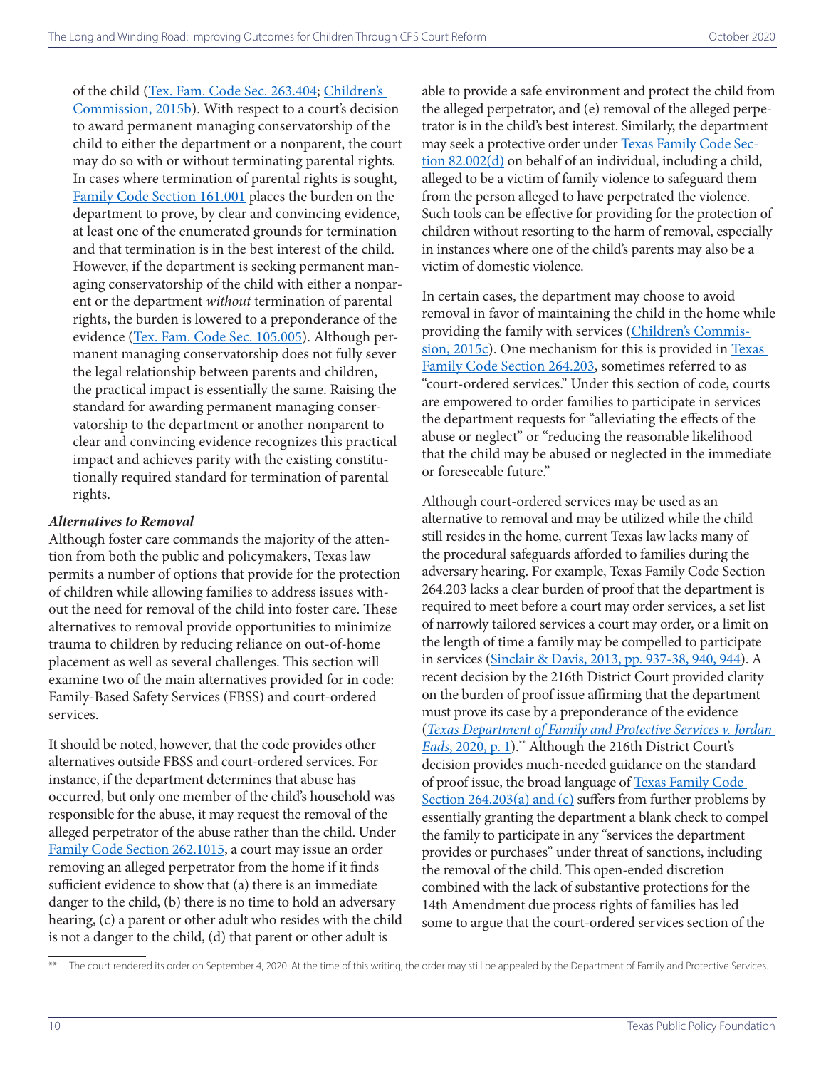of the child (Tex. Fam. Code Sec. 263.404; Children's Commission, 2015b). With respect to a court's decision to award permanent managing conservatorship of the child to either the department or a nonparent, the court may do so with or without terminating parental rights. In cases where termination of parental rights is sought, Family Code Section 161.001 places the burden on the department to prove, by clear and convincing evidence, at least one of the enumerated grounds for termination and that termination is in the best interest of the child. However, if the department is seeking permanent managing conservatorship of the child with either a nonparent or the department *without* termination of parental rights, the burden is lowered to a preponderance of the evidence (Tex. Fam. Code Sec. 105.005). Although permanent managing conservatorship does not fully sever the legal relationship between parents and children, the practical impact is essentially the same. Raising the standard for awarding permanent managing conservatorship to the department or another nonparent to clear and convincing evidence recognizes this practical impact and achieves parity with the existing constitutionally required standard for termination of parental rights.

***Alternatives to Removal***

Although foster care commands the majority of the attention from both the public and policymakers, Texas law permits a number of options that provide for the protection of children while allowing families to address issues without the need for removal of the child into foster care. These alternatives to removal provide opportunities to minimize trauma to children by reducing reliance on out-of-home placement as well as several challenges. This section will examine two of the main alternatives provided for in code: Family-Based Safety Services (FBSS) and court-ordered services.

It should be noted, however, that the code provides other alternatives outside FBSS and court-ordered services. For instance, if the department determines that abuse has occurred, but only one member of the child's household was responsible for the abuse, it may request the removal of the alleged perpetrator of the abuse rather than the child. Under Family Code Section 262.1015, a court may issue an order removing an alleged perpetrator from the home if it finds sufficient evidence to show that (a) there is an immediate danger to the child, (b) there is no time to hold an adversary hearing, (c) a parent or other adult who resides with the child is not a danger to the child, (d) that parent or other adult is able to provide a safe environment and protect the child from the alleged perpetrator, and (e) removal of the alleged perpetrator is in the child's best interest. Similarly, the department may seek a protective order under Texas Family Code Section 82.002(d) on behalf of an individual, including a child, alleged to be a victim of family violence to safeguard them from the person alleged to have perpetrated the violence. Such tools can be effective for providing for the protection of children without resorting to the harm of removal, especially in instances where one of the child's parents may also be a victim of domestic violence.

In certain cases, the department may choose to avoid removal in favor of maintaining the child in the home while providing the family with services (Children's Commission, 2015c). One mechanism for this is provided in Texas Family Code Section 264.203, sometimes referred to as "court-ordered services." Under this section of code, courts are empowered to order families to participate in services the department requests for "alleviating the effects of the abuse or neglect" or "reducing the reasonable likelihood that the child may be abused or neglected in the immediate or foreseeable future."

Although court-ordered services may be used as an alternative to removal and may be utilized while the child still resides in the home, current Texas law lacks many of the procedural safeguards afforded to families during the adversary hearing. For example, Texas Family Code Section 264.203 lacks a clear burden of proof that the department is required to meet before a court may order services, a set list of narrowly tailored services a court may order, or a limit on the length of time a family may be compelled to participate in services (Sinclair & Davis, 2013, pp. 937-38, 940, 944). A recent decision by the 216th District Court provided clarity on the burden of proof issue affirming that the department must prove its case by a preponderance of the evidence (*Texas Department of Family and Protective Services v. Jordan Eads*, 2020, p. 1).[**] Although the 216th District Court's decision provides much-needed guidance on the standard of proof issue, the broad language of Texas Family Code Section 264.203(a) and (c) suffers from further problems by essentially granting the department a blank check to compel the family to participate in any "services the department provides or purchases" under threat of sanctions, including the removal of the child. This open-ended discretion combined with the lack of substantive protections for the 14th Amendment due process rights of families has led some to argue that the court-ordered services section of the

[**] The court rendered its order on September 4, 2020. At the time of this writing, the order may still be appealed by the Department of Family and Protective Services.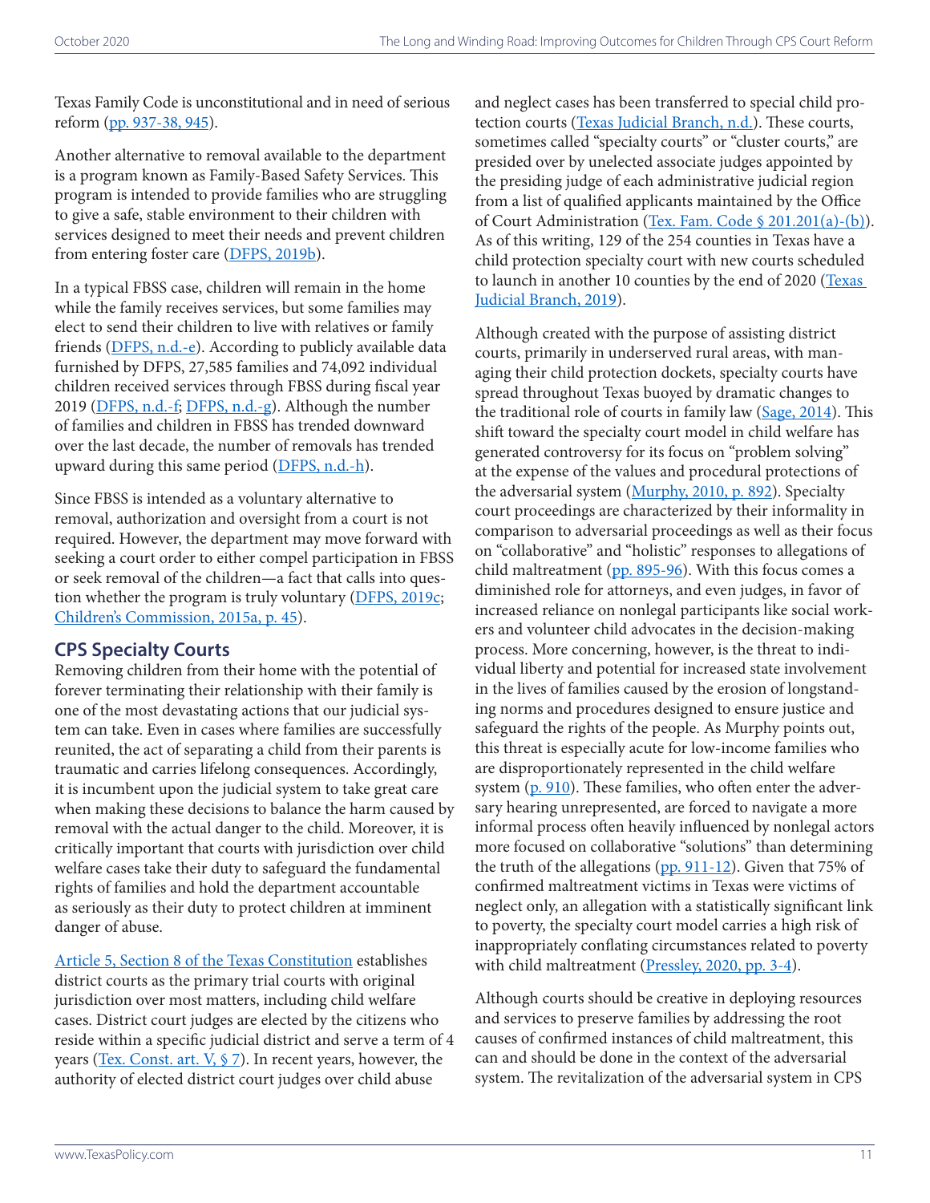Texas Family Code is unconstitutional and in need of serious reform (pp. 937-38, 945).

Another alternative to removal available to the department is a program known as Family-Based Safety Services. This program is intended to provide families who are struggling to give a safe, stable environment to their children with services designed to meet their needs and prevent children from entering foster care (DFPS, 2019b).

In a typical FBSS case, children will remain in the home while the family receives services, but some families may elect to send their children to live with relatives or family friends (DFPS, n.d.-e). According to publicly available data furnished by DFPS, 27,585 families and 74,092 individual children received services through FBSS during fiscal year 2019 (DFPS, n.d.-f; DFPS, n.d.-g). Although the number of families and children in FBSS has trended downward over the last decade, the number of removals has trended upward during this same period (DFPS, n.d.-h).

Since FBSS is intended as a voluntary alternative to removal, authorization and oversight from a court is not required. However, the department may move forward with seeking a court order to either compel participation in FBSS or seek removal of the children—a fact that calls into question whether the program is truly voluntary (DFPS, 2019c; Children's Commission, 2015a, p. 45).

## CPS Specialty Courts

Removing children from their home with the potential of forever terminating their relationship with their family is one of the most devastating actions that our judicial system can take. Even in cases where families are successfully reunited, the act of separating a child from their parents is traumatic and carries lifelong consequences. Accordingly, it is incumbent upon the judicial system to take great care when making these decisions to balance the harm caused by removal with the actual danger to the child. Moreover, it is critically important that courts with jurisdiction over child welfare cases take their duty to safeguard the fundamental rights of families and hold the department accountable as seriously as their duty to protect children at imminent danger of abuse.

Article 5, Section 8 of the Texas Constitution establishes district courts as the primary trial courts with original jurisdiction over most matters, including child welfare cases. District court judges are elected by the citizens who reside within a specific judicial district and serve a term of 4 years (Tex. Const. art. V, § 7). In recent years, however, the authority of elected district court judges over child abuse and neglect cases has been transferred to special child protection courts (Texas Judicial Branch, n.d.). These courts, sometimes called "specialty courts" or "cluster courts," are presided over by unelected associate judges appointed by the presiding judge of each administrative judicial region from a list of qualified applicants maintained by the Office of Court Administration (Tex. Fam. Code § 201.201(a)-(b)). As of this writing, 129 of the 254 counties in Texas have a child protection specialty court with new courts scheduled to launch in another 10 counties by the end of 2020 (Texas Judicial Branch, 2019).

Although created with the purpose of assisting district courts, primarily in underserved rural areas, with managing their child protection dockets, specialty courts have spread throughout Texas buoyed by dramatic changes to the traditional role of courts in family law (Sage, 2014). This shift toward the specialty court model in child welfare has generated controversy for its focus on "problem solving" at the expense of the values and procedural protections of the adversarial system (Murphy, 2010, p. 892). Specialty court proceedings are characterized by their informality in comparison to adversarial proceedings as well as their focus on "collaborative" and "holistic" responses to allegations of child maltreatment (pp. 895-96). With this focus comes a diminished role for attorneys, and even judges, in favor of increased reliance on nonlegal participants like social workers and volunteer child advocates in the decision-making process. More concerning, however, is the threat to individual liberty and potential for increased state involvement in the lives of families caused by the erosion of longstanding norms and procedures designed to ensure justice and safeguard the rights of the people. As Murphy points out, this threat is especially acute for low-income families who are disproportionately represented in the child welfare system (p. 910). These families, who often enter the adversary hearing unrepresented, are forced to navigate a more informal process often heavily influenced by nonlegal actors more focused on collaborative "solutions" than determining the truth of the allegations (pp. 911-12). Given that 75% of confirmed maltreatment victims in Texas were victims of neglect only, an allegation with a statistically significant link to poverty, the specialty court model carries a high risk of inappropriately conflating circumstances related to poverty with child maltreatment (Pressley, 2020, pp. 3-4).

Although courts should be creative in deploying resources and services to preserve families by addressing the root causes of confirmed instances of child maltreatment, this can and should be done in the context of the adversarial system. The revitalization of the adversarial system in CPS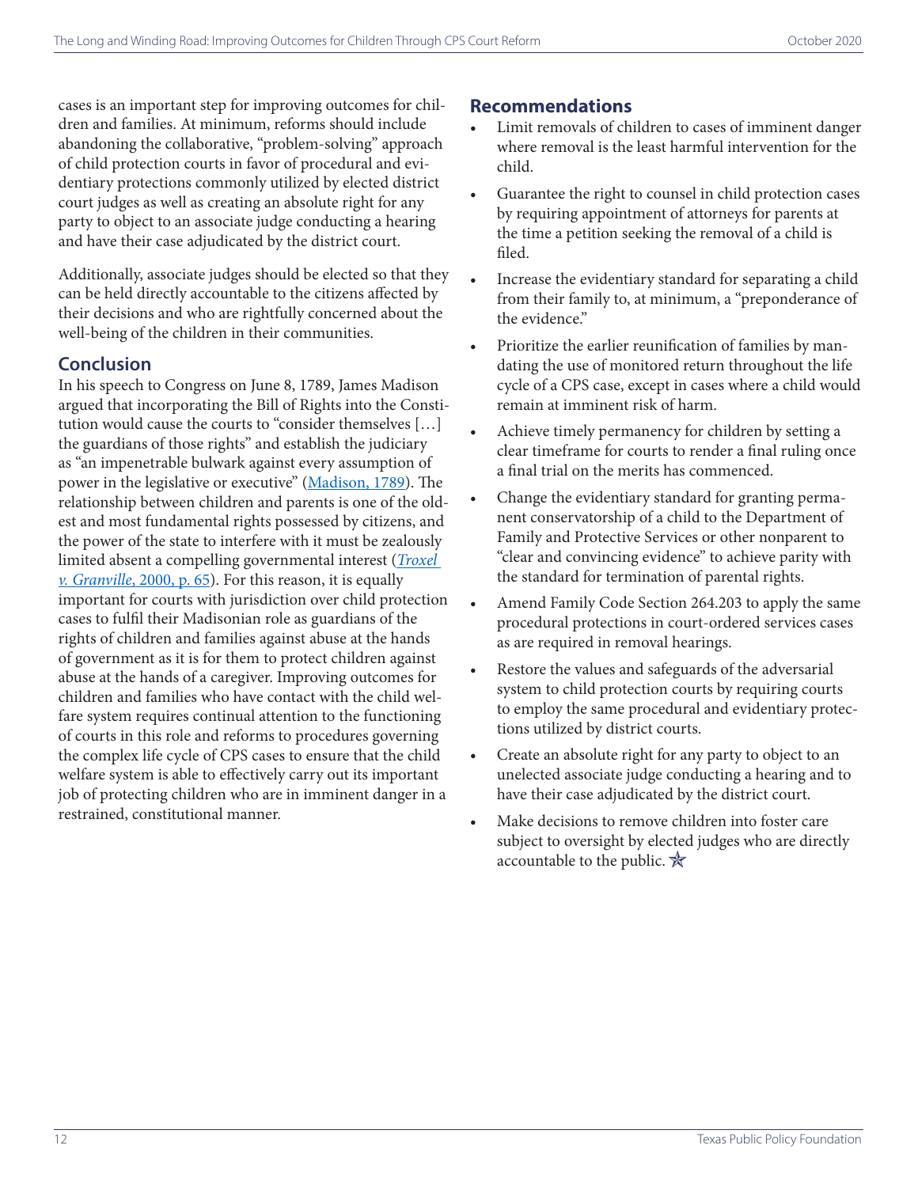cases is an important step for improving outcomes for children and families. At minimum, reforms should include abandoning the collaborative, "problem-solving" approach of child protection courts in favor of procedural and evidentiary protections commonly utilized by elected district court judges as well as creating an absolute right for any party to object to an associate judge conducting a hearing and have their case adjudicated by the district court.

Additionally, associate judges should be elected so that they can be held directly accountable to the citizens affected by their decisions and who are rightfully concerned about the well-being of the children in their communities.

## Conclusion

In his speech to Congress on June 8, 1789, James Madison argued that incorporating the Bill of Rights into the Constitution would cause the courts to "consider themselves […] the guardians of those rights" and establish the judiciary as "an impenetrable bulwark against every assumption of power in the legislative or executive" (Madison, 1789). The relationship between children and parents is one of the oldest and most fundamental rights possessed by citizens, and the power of the state to interfere with it must be zealously limited absent a compelling governmental interest (*Troxel v. Granville*, 2000, p. 65). For this reason, it is equally important for courts with jurisdiction over child protection cases to fulfil their Madisonian role as guardians of the rights of children and families against abuse at the hands of government as it is for them to protect children against abuse at the hands of a caregiver. Improving outcomes for children and families who have contact with the child welfare system requires continual attention to the functioning of courts in this role and reforms to procedures governing the complex life cycle of CPS cases to ensure that the child welfare system is able to effectively carry out its important job of protecting children who are in imminent danger in a restrained, constitutional manner.

## Recommendations

- Limit removals of children to cases of imminent danger where removal is the least harmful intervention for the child.
- Guarantee the right to counsel in child protection cases by requiring appointment of attorneys for parents at the time a petition seeking the removal of a child is filed.
- Increase the evidentiary standard for separating a child from their family to, at minimum, a "preponderance of the evidence."
- Prioritize the earlier reunification of families by mandating the use of monitored return throughout the life cycle of a CPS case, except in cases where a child would remain at imminent risk of harm.
- Achieve timely permanency for children by setting a clear timeframe for courts to render a final ruling once a final trial on the merits has commenced.
- Change the evidentiary standard for granting permanent conservatorship of a child to the Department of Family and Protective Services or other nonparent to "clear and convincing evidence" to achieve parity with the standard for termination of parental rights.
- Amend Family Code Section 264.203 to apply the same procedural protections in court-ordered services cases as are required in removal hearings.
- Restore the values and safeguards of the adversarial system to child protection courts by requiring courts to employ the same procedural and evidentiary protections utilized by district courts.
- Create an absolute right for any party to object to an unelected associate judge conducting a hearing and to have their case adjudicated by the district court.
- Make decisions to remove children into foster care subject to oversight by elected judges who are directly accountable to the public.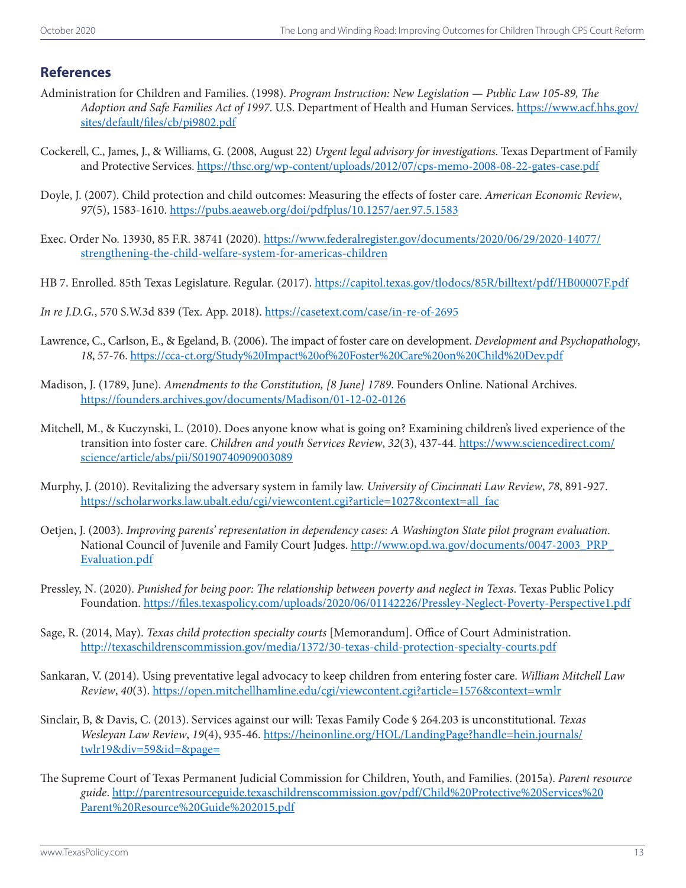## References

Administration for Children and Families. (1998). *Program Instruction: New Legislation — Public Law 105-89, The Adoption and Safe Families Act of 1997*. U.S. Department of Health and Human Services. https://www.acf.hhs.gov/sites/default/files/cb/pi9802.pdf

Cockerell, C., James, J., & Williams, G. (2008, August 22) *Urgent legal advisory for investigations*. Texas Department of Family and Protective Services. https://thsc.org/wp-content/uploads/2012/07/cps-memo-2008-08-22-gates-case.pdf

Doyle, J. (2007). Child protection and child outcomes: Measuring the effects of foster care. *American Economic Review*, *97*(5), 1583-1610. https://pubs.aeaweb.org/doi/pdfplus/10.1257/aer.97.5.1583

Exec. Order No. 13930, 85 F.R. 38741 (2020). https://www.federalregister.gov/documents/2020/06/29/2020-14077/strengthening-the-child-welfare-system-for-americas-children

HB 7. Enrolled. 85th Texas Legislature. Regular. (2017). https://capitol.texas.gov/tlodocs/85R/billtext/pdf/HB00007F.pdf

*In re J.D.G.*, 570 S.W.3d 839 (Tex. App. 2018). https://casetext.com/case/in-re-of-2695

Lawrence, C., Carlson, E., & Egeland, B. (2006). The impact of foster care on development. *Development and Psychopathology*, *18*, 57-76. https://cca-ct.org/Study%20Impact%20of%20Foster%20Care%20on%20Child%20Dev.pdf

Madison, J. (1789, June). *Amendments to the Constitution, [8 June] 1789*. Founders Online. National Archives. https://founders.archives.gov/documents/Madison/01-12-02-0126

Mitchell, M., & Kuczynski, L. (2010). Does anyone know what is going on? Examining children's lived experience of the transition into foster care. *Children and youth Services Review*, *32*(3), 437-44. https://www.sciencedirect.com/science/article/abs/pii/S0190740909003089

Murphy, J. (2010). Revitalizing the adversary system in family law. *University of Cincinnati Law Review*, *78*, 891-927. https://scholarworks.law.ubalt.edu/cgi/viewcontent.cgi?article=1027&context=all_fac

Oetjen, J. (2003). *Improving parents' representation in dependency cases: A Washington State pilot program evaluation*. National Council of Juvenile and Family Court Judges. http://www.opd.wa.gov/documents/0047-2003_PRP_Evaluation.pdf

Pressley, N. (2020). *Punished for being poor: The relationship between poverty and neglect in Texas*. Texas Public Policy Foundation. https://files.texaspolicy.com/uploads/2020/06/01142226/Pressley-Neglect-Poverty-Perspective1.pdf

Sage, R. (2014, May). *Texas child protection specialty courts* [Memorandum]. Office of Court Administration. http://texaschildrenscommission.gov/media/1372/30-texas-child-protection-specialty-courts.pdf

Sankaran, V. (2014). Using preventative legal advocacy to keep children from entering foster care. *William Mitchell Law Review*, *40*(3). https://open.mitchellhamline.edu/cgi/viewcontent.cgi?article=1576&context=wmlr

Sinclair, B, & Davis, C. (2013). Services against our will: Texas Family Code § 264.203 is unconstitutional. *Texas Wesleyan Law Review*, *19*(4), 935-46. https://heinonline.org/HOL/LandingPage?handle=hein.journals/twlr19&div=59&id=&page=

The Supreme Court of Texas Permanent Judicial Commission for Children, Youth, and Families. (2015a). *Parent resource guide*. http://parentresourceguide.texaschildrenscommission.gov/pdf/Child%20Protective%20Services%20Parent%20Resource%20Guide%202015.pdf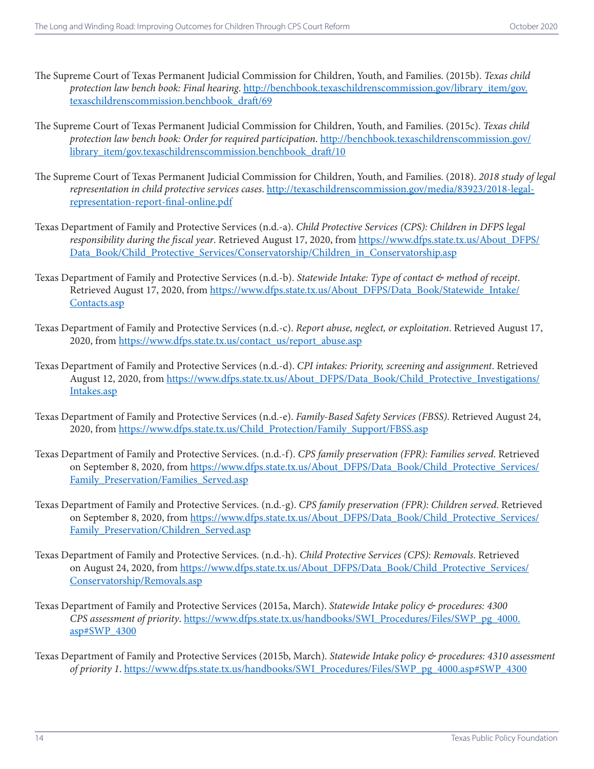The Supreme Court of Texas Permanent Judicial Commission for Children, Youth, and Families. (2015b). *Texas child protection law bench book: Final hearing*. [http://benchbook.texaschildrenscommission.gov/library_item/gov.texaschildrenscommission.benchbook_draft/69](http://benchbook.texaschildrenscommission.gov/library_item/gov.texaschildrenscommission.benchbook_draft/69)

The Supreme Court of Texas Permanent Judicial Commission for Children, Youth, and Families. (2015c). *Texas child protection law bench book: Order for required participation*. [http://benchbook.texaschildrenscommission.gov/library_item/gov.texaschildrenscommission.benchbook_draft/10](http://benchbook.texaschildrenscommission.gov/library_item/gov.texaschildrenscommission.benchbook_draft/10)

The Supreme Court of Texas Permanent Judicial Commission for Children, Youth, and Families. (2018). *2018 study of legal representation in child protective services cases*. [http://texaschildrenscommission.gov/media/83923/2018-legal-representation-report-final-online.pdf](http://texaschildrenscommission.gov/media/83923/2018-legal-representation-report-final-online.pdf)

Texas Department of Family and Protective Services (n.d.-a). *Child Protective Services (CPS): Children in DFPS legal responsibility during the fiscal year*. Retrieved August 17, 2020, from [https://www.dfps.state.tx.us/About_DFPS/Data_Book/Child_Protective_Services/Conservatorship/Children_in_Conservatorship.asp](https://www.dfps.state.tx.us/About_DFPS/Data_Book/Child_Protective_Services/Conservatorship/Children_in_Conservatorship.asp)

Texas Department of Family and Protective Services (n.d.-b). *Statewide Intake: Type of contact & method of receipt*. Retrieved August 17, 2020, from [https://www.dfps.state.tx.us/About_DFPS/Data_Book/Statewide_Intake/Contacts.asp](https://www.dfps.state.tx.us/About_DFPS/Data_Book/Statewide_Intake/Contacts.asp)

Texas Department of Family and Protective Services (n.d.-c). *Report abuse, neglect, or exploitation*. Retrieved August 17, 2020, from [https://www.dfps.state.tx.us/contact_us/report_abuse.asp](https://www.dfps.state.tx.us/contact_us/report_abuse.asp)

Texas Department of Family and Protective Services (n.d.-d). *CPI intakes: Priority, screening and assignment*. Retrieved August 12, 2020, from [https://www.dfps.state.tx.us/About_DFPS/Data_Book/Child_Protective_Investigations/Intakes.asp](https://www.dfps.state.tx.us/About_DFPS/Data_Book/Child_Protective_Investigations/Intakes.asp)

Texas Department of Family and Protective Services (n.d.-e). *Family-Based Safety Services (FBSS)*. Retrieved August 24, 2020, from [https://www.dfps.state.tx.us/Child_Protection/Family_Support/FBSS.asp](https://www.dfps.state.tx.us/Child_Protection/Family_Support/FBSS.asp)

Texas Department of Family and Protective Services. (n.d.-f). *CPS family preservation (FPR): Families served*. Retrieved on September 8, 2020, from [https://www.dfps.state.tx.us/About_DFPS/Data_Book/Child_Protective_Services/Family_Preservation/Families_Served.asp](https://www.dfps.state.tx.us/About_DFPS/Data_Book/Child_Protective_Services/Family_Preservation/Families_Served.asp)

Texas Department of Family and Protective Services. (n.d.-g). *CPS family preservation (FPR): Children served*. Retrieved on September 8, 2020, from [https://www.dfps.state.tx.us/About_DFPS/Data_Book/Child_Protective_Services/Family_Preservation/Children_Served.asp](https://www.dfps.state.tx.us/About_DFPS/Data_Book/Child_Protective_Services/Family_Preservation/Children_Served.asp)

Texas Department of Family and Protective Services. (n.d.-h). *Child Protective Services (CPS): Removals*. Retrieved on August 24, 2020, from [https://www.dfps.state.tx.us/About_DFPS/Data_Book/Child_Protective_Services/Conservatorship/Removals.asp](https://www.dfps.state.tx.us/About_DFPS/Data_Book/Child_Protective_Services/Conservatorship/Removals.asp)

Texas Department of Family and Protective Services (2015a, March). *Statewide Intake policy & procedures: 4300 CPS assessment of priority*. [https://www.dfps.state.tx.us/handbooks/SWI_Procedures/Files/SWP_pg_4000.asp#SWP_4300](https://www.dfps.state.tx.us/handbooks/SWI_Procedures/Files/SWP_pg_4000.asp#SWP_4300)

Texas Department of Family and Protective Services (2015b, March). *Statewide Intake policy & procedures: 4310 assessment of priority 1*. [https://www.dfps.state.tx.us/handbooks/SWI_Procedures/Files/SWP_pg_4000.asp#SWP_4300](https://www.dfps.state.tx.us/handbooks/SWI_Procedures/Files/SWP_pg_4000.asp#SWP_4300)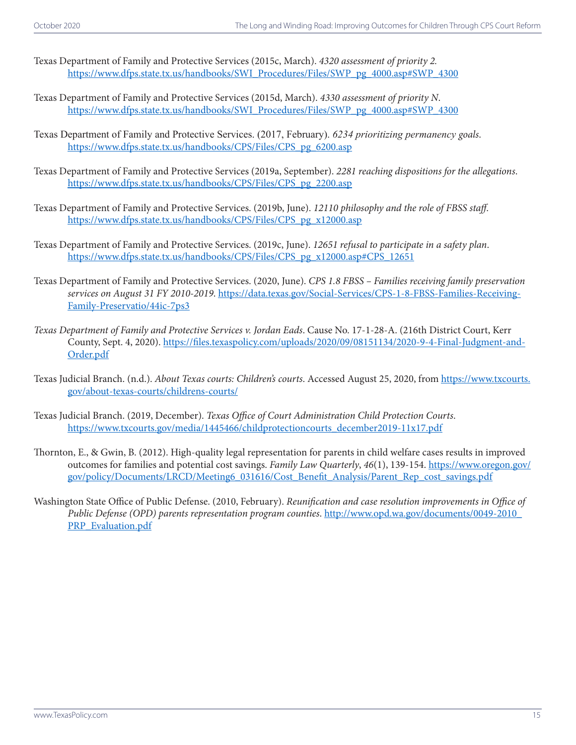Texas Department of Family and Protective Services (2015c, March). *4320 assessment of priority 2.* https://www.dfps.state.tx.us/handbooks/SWI_Procedures/Files/SWP_pg_4000.asp#SWP_4300

Texas Department of Family and Protective Services (2015d, March). *4330 assessment of priority N*. https://www.dfps.state.tx.us/handbooks/SWI_Procedures/Files/SWP_pg_4000.asp#SWP_4300

Texas Department of Family and Protective Services. (2017, February). *6234 prioritizing permanency goals*. https://www.dfps.state.tx.us/handbooks/CPS/Files/CPS_pg_6200.asp

Texas Department of Family and Protective Services (2019a, September). *2281 reaching dispositions for the allegations*. https://www.dfps.state.tx.us/handbooks/CPS/Files/CPS_pg_2200.asp

Texas Department of Family and Protective Services. (2019b, June). *12110 philosophy and the role of FBSS staff*. https://www.dfps.state.tx.us/handbooks/CPS/Files/CPS_pg_x12000.asp

Texas Department of Family and Protective Services. (2019c, June). *12651 refusal to participate in a safety plan*. https://www.dfps.state.tx.us/handbooks/CPS/Files/CPS_pg_x12000.asp#CPS_12651

Texas Department of Family and Protective Services. (2020, June). *CPS 1.8 FBSS – Families receiving family preservation services on August 31 FY 2010-2019.* https://data.texas.gov/Social-Services/CPS-1-8-FBSS-Families-Receiving-Family-Preservatio/44ic-7ps3

*Texas Department of Family and Protective Services v. Jordan Eads*. Cause No. 17-1-28-A. (216th District Court, Kerr County, Sept. 4, 2020). https://files.texaspolicy.com/uploads/2020/09/08151134/2020-9-4-Final-Judgment-and-Order.pdf

Texas Judicial Branch. (n.d.). *About Texas courts: Children's courts*. Accessed August 25, 2020, from https://www.txcourts.gov/about-texas-courts/childrens-courts/

Texas Judicial Branch. (2019, December). *Texas Office of Court Administration Child Protection Courts*. https://www.txcourts.gov/media/1445466/childprotectioncourts_december2019-11x17.pdf

Thornton, E., & Gwin, B. (2012). High-quality legal representation for parents in child welfare cases results in improved outcomes for families and potential cost savings. *Family Law Quarterly*, *46*(1), 139-154. https://www.oregon.gov/gov/policy/Documents/LRCD/Meeting6_031616/Cost_Benefit_Analysis/Parent_Rep_cost_savings.pdf

Washington State Office of Public Defense. (2010, February). *Reunification and case resolution improvements in Office of Public Defense (OPD) parents representation program counties*. http://www.opd.wa.gov/documents/0049-2010_PRP_Evaluation.pdf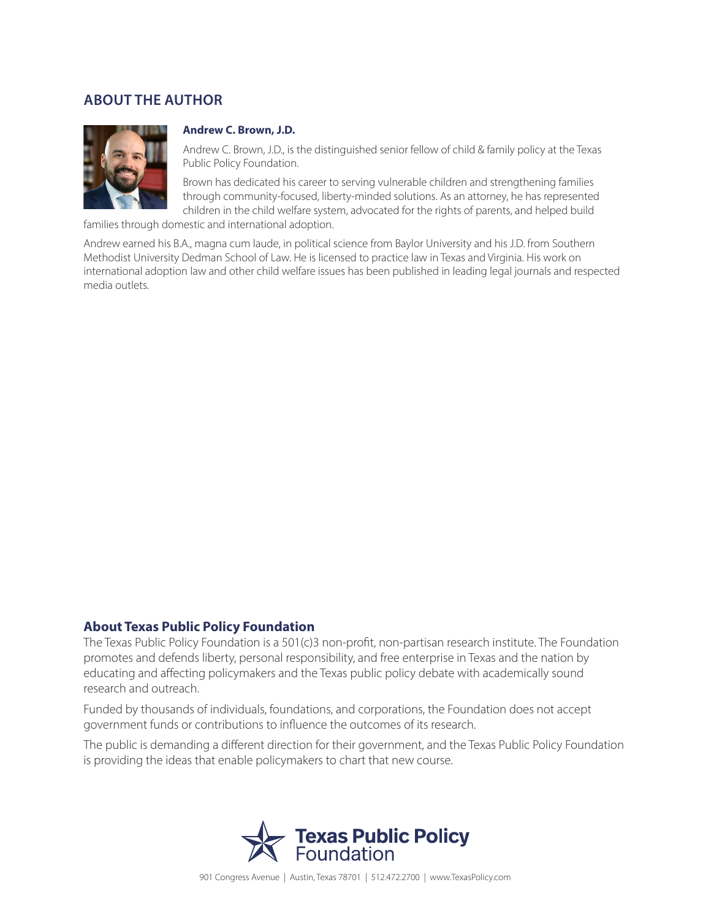## ABOUT THE AUTHOR

**Andrew C. Brown, J.D.**

Andrew C. Brown, J.D., is the distinguished senior fellow of child & family policy at the Texas Public Policy Foundation.

Brown has dedicated his career to serving vulnerable children and strengthening families through community-focused, liberty-minded solutions. As an attorney, he has represented children in the child welfare system, advocated for the rights of parents, and helped build families through domestic and international adoption.

Andrew earned his B.A., magna cum laude, in political science from Baylor University and his J.D. from Southern Methodist University Dedman School of Law. He is licensed to practice law in Texas and Virginia. His work on international adoption law and other child welfare issues has been published in leading legal journals and respected media outlets.

### About Texas Public Policy Foundation

The Texas Public Policy Foundation is a 501(c)3 non-profit, non-partisan research institute. The Foundation promotes and defends liberty, personal responsibility, and free enterprise in Texas and the nation by educating and affecting policymakers and the Texas public policy debate with academically sound research and outreach.

Funded by thousands of individuals, foundations, and corporations, the Foundation does not accept government funds or contributions to influence the outcomes of its research.

The public is demanding a different direction for their government, and the Texas Public Policy Foundation is providing the ideas that enable policymakers to chart that new course.

Texas Public Policy Foundation

901 Congress Avenue | Austin, Texas 78701 | 512.472.2700 | www.TexasPolicy.com